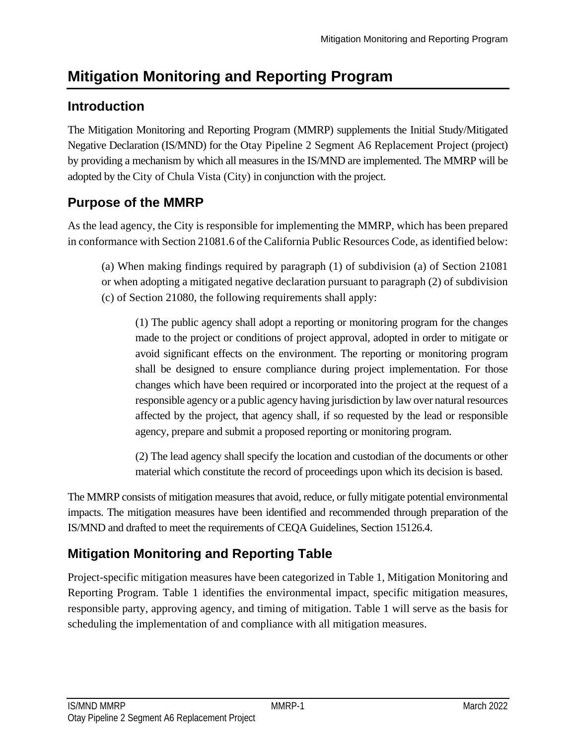# Mitigation Monitoring and Reporting Program

## Introduction

The Mitigation Monitoring and Reporting Program (MMRP) supplements the Initial Study/Mitigated Negative Declaration (IS/MND) for the Otay Pipeline 2 Segment A6 Replacement Project (project) by providing a mechanism by which all measures in the IS/MND are implemented. The MMRP will be adopted by the City of Chula Vista (City) in conjunction with the project.

## Purpose of the MMRP

As the lead agency, the City is responsible for implementing the MMRP, which has been prepared in conformance with Section 21081.6 of the California Public Resources Code, as identified below:

> (a) When making findings required by paragraph (1) of subdivision (a) of Section 21081 or when adopting a mitigated negative declaration pursuant to paragraph (2) of subdivision (c) of Section 21080, the following requirements shall apply:
>
> > (1) The public agency shall adopt a reporting or monitoring program for the changes made to the project or conditions of project approval, adopted in order to mitigate or avoid significant effects on the environment. The reporting or monitoring program shall be designed to ensure compliance during project implementation. For those changes which have been required or incorporated into the project at the request of a responsible agency or a public agency having jurisdiction by law over natural resources affected by the project, that agency shall, if so requested by the lead or responsible agency, prepare and submit a proposed reporting or monitoring program.
> >
> > (2) The lead agency shall specify the location and custodian of the documents or other material which constitute the record of proceedings upon which its decision is based.

The MMRP consists of mitigation measures that avoid, reduce, or fully mitigate potential environmental impacts. The mitigation measures have been identified and recommended through preparation of the IS/MND and drafted to meet the requirements of CEQA Guidelines, Section 15126.4.

## Mitigation Monitoring and Reporting Table

Project-specific mitigation measures have been categorized in Table 1, Mitigation Monitoring and Reporting Program. Table 1 identifies the environmental impact, specific mitigation measures, responsible party, approving agency, and timing of mitigation. Table 1 will serve as the basis for scheduling the implementation of and compliance with all mitigation measures.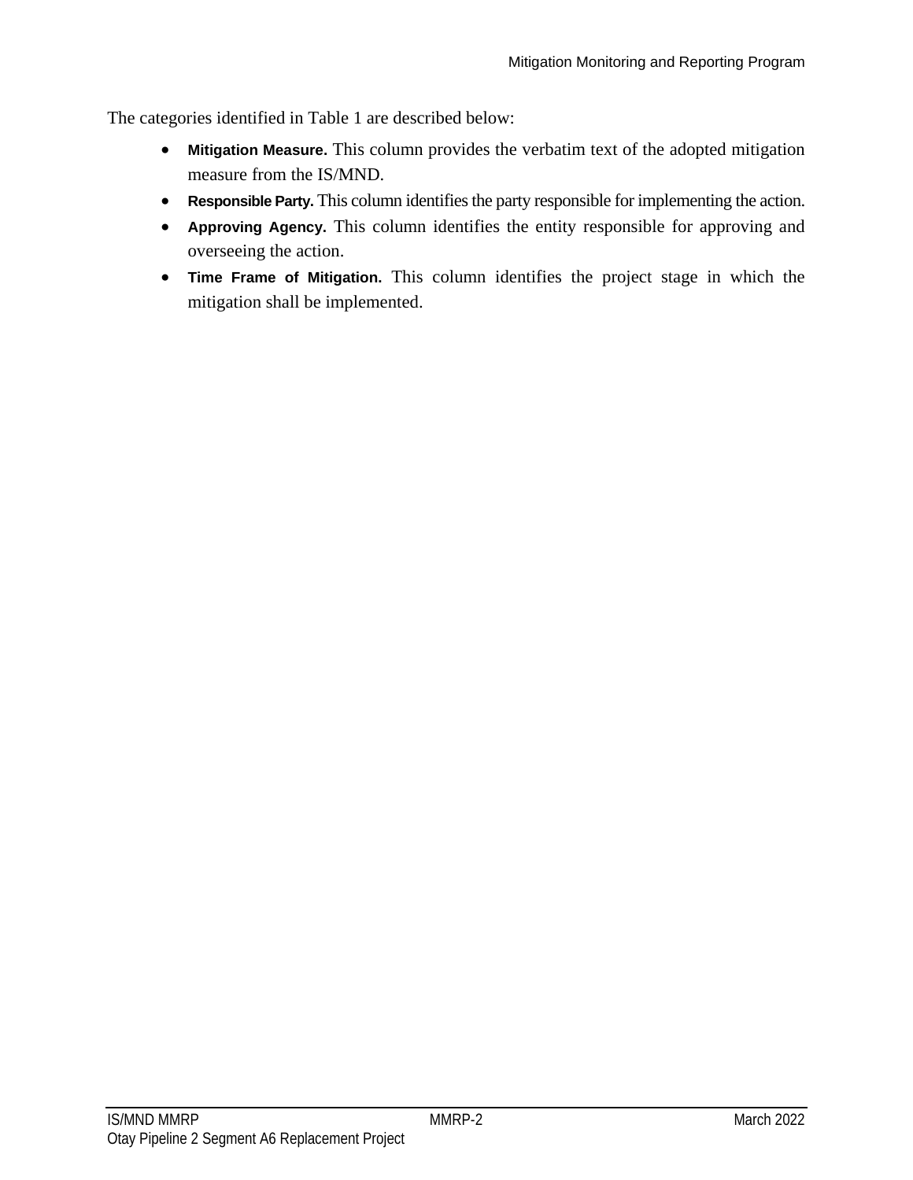The categories identified in Table 1 are described below:

- **Mitigation Measure.** This column provides the verbatim text of the adopted mitigation measure from the IS/MND.
- **Responsible Party.** This column identifies the party responsible for implementing the action.
- **Approving Agency.** This column identifies the entity responsible for approving and overseeing the action.
- **Time Frame of Mitigation.** This column identifies the project stage in which the mitigation shall be implemented.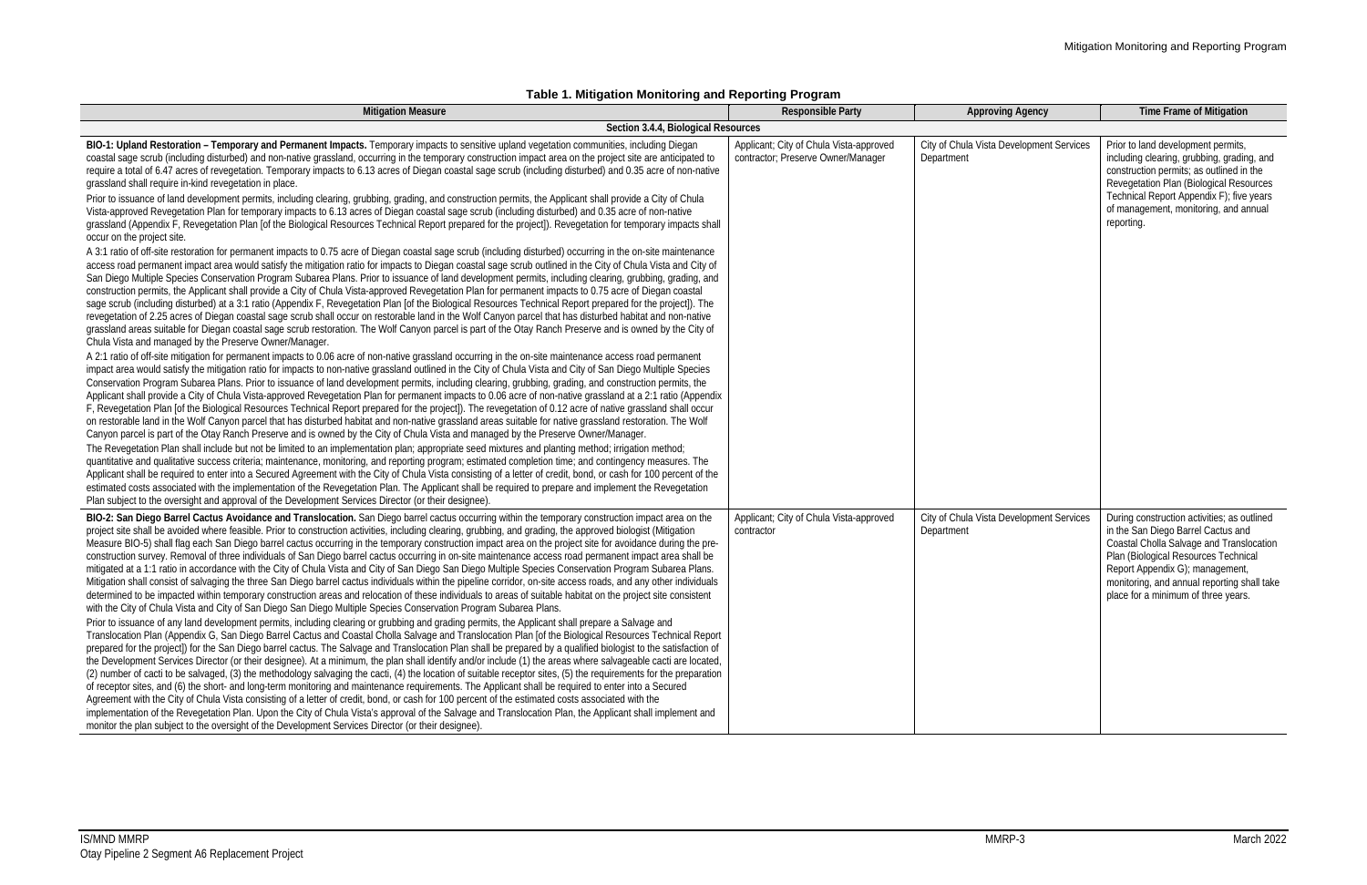**Table 1. Mitigation Monitoring and Reporting Program**

| Mitigation Measure | Responsible Party | Approving Agency | Time Frame of Mitigation |
|---|---|---|---|
| **Section 3.4.4, Biological Resources** | | | |
| **BIO-1: Upland Restoration – Temporary and Permanent Impacts.** Temporary impacts to sensitive upland vegetation communities, including Diegan coastal sage scrub (including disturbed) and non-native grassland, occurring in the temporary construction impact area on the project site are anticipated to require a total of 6.47 acres of revegetation. Temporary impacts to 6.13 acres of Diegan coastal sage scrub (including disturbed) and 0.35 acre of non-native grassland shall require in-kind revegetation in place.<br>Prior to issuance of land development permits, including clearing, grubbing, grading, and construction permits, the Applicant shall provide a City of Chula Vista-approved Revegetation Plan for temporary impacts to 6.13 acres of Diegan coastal sage scrub (including disturbed) and 0.35 acre of non-native grassland (Appendix F, Revegetation Plan [of the Biological Resources Technical Report prepared for the project]). Revegetation for temporary impacts shall occur on the project site.<br>A 3:1 ratio of off-site restoration for permanent impacts to 0.75 acre of Diegan coastal sage scrub (including disturbed) occurring in the on-site maintenance access road permanent impact area would satisfy the mitigation ratio for impacts to Diegan coastal sage scrub outlined in the City of Chula Vista and City of San Diego Multiple Species Conservation Program Subarea Plans. Prior to issuance of land development permits, including clearing, grubbing, grading, and construction permits, the Applicant shall provide a City of Chula Vista-approved Revegetation Plan for permanent impacts to 0.75 acre of Diegan coastal sage scrub (including disturbed) at a 3:1 ratio (Appendix F, Revegetation Plan [of the Biological Resources Technical Report prepared for the project]). The revegetation of 2.25 acres of Diegan coastal sage scrub shall occur on restorable land in the Wolf Canyon parcel that has disturbed habitat and non-native grassland areas suitable for Diegan coastal sage scrub restoration. The Wolf Canyon parcel is part of the Otay Ranch Preserve and is owned by the City of Chula Vista and managed by the Preserve Owner/Manager.<br>A 2:1 ratio of off-site mitigation for permanent impacts to 0.06 acre of non-native grassland occurring in the on-site maintenance access road permanent impact area would satisfy the mitigation ratio for impacts to non-native grassland outlined in the City of Chula Vista and City of San Diego Multiple Species Conservation Program Subarea Plans. Prior to issuance of land development permits, including clearing, grubbing, grading, and construction permits, the Applicant shall provide a City of Chula Vista-approved Revegetation Plan for permanent impacts to 0.06 acre of non-native grassland at a 2:1 ratio (Appendix F, Revegetation Plan [of the Biological Resources Technical Report prepared for the project]). The revegetation of 0.12 acre of native grassland shall occur on restorable land in the Wolf Canyon parcel that has disturbed habitat and non-native grassland areas suitable for native grassland restoration. The Wolf Canyon parcel is part of the Otay Ranch Preserve and is owned by the City of Chula Vista and managed by the Preserve Owner/Manager.<br>The Revegetation Plan shall include but not be limited to an implementation plan; appropriate seed mixtures and planting method; irrigation method; quantitative and qualitative success criteria; maintenance, monitoring, and reporting program; estimated completion time; and contingency measures. The Applicant shall be required to enter into a Secured Agreement with the City of Chula Vista consisting of a letter of credit, bond, or cash for 100 percent of the estimated costs associated with the implementation of the Revegetation Plan. The Applicant shall be required to prepare and implement the Revegetation Plan subject to the oversight and approval of the Development Services Director (or their designee). | Applicant; City of Chula Vista-approved contractor; Preserve Owner/Manager | City of Chula Vista Development Services Department | Prior to land development permits, including clearing, grubbing, grading, and construction permits; as outlined in the Revegetation Plan (Biological Resources Technical Report Appendix F); five years of management, monitoring, and annual reporting. |
| **BIO-2: San Diego Barrel Cactus Avoidance and Translocation.** San Diego barrel cactus occurring within the temporary construction impact area on the project site shall be avoided where feasible. Prior to construction activities, including clearing, grubbing, and grading, the approved biologist (Mitigation Measure BIO-5) shall flag each San Diego barrel cactus occurring in the temporary construction impact area on the project site for avoidance during the pre-construction survey. Removal of three individuals of San Diego barrel cactus occurring in on-site maintenance access road permanent impact area shall be mitigated at a 1:1 ratio in accordance with the City of Chula Vista and City of San Diego San Diego Multiple Species Conservation Program Subarea Plans. Mitigation shall consist of salvaging the three San Diego barrel cactus individuals within the pipeline corridor, on-site access roads, and any other individuals determined to be impacted within temporary construction areas and relocation of these individuals to areas of suitable habitat on the project site consistent with the City of Chula Vista and City of San Diego San Diego Multiple Species Conservation Program Subarea Plans.<br>Prior to issuance of any land development permits, including clearing or grubbing and grading permits, the Applicant shall prepare a Salvage and Translocation Plan (Appendix G, San Diego Barrel Cactus and Coastal Cholla Salvage and Translocation Plan [of the Biological Resources Technical Report prepared for the project]) for the San Diego barrel cactus. The Salvage and Translocation Plan shall be prepared by a qualified biologist to the satisfaction of the Development Services Director (or their designee). At a minimum, the plan shall identify and/or include (1) the areas where salvageable cacti are located, (2) number of cacti to be salvaged, (3) the methodology salvaging the cacti, (4) the location of suitable receptor sites, (5) the requirements for the preparation of receptor sites, and (6) the short- and long-term monitoring and maintenance requirements. The Applicant shall be required to enter into a Secured Agreement with the City of Chula Vista consisting of a letter of credit, bond, or cash for 100 percent of the estimated costs associated with the implementation of the Revegetation Plan. Upon the City of Chula Vista's approval of the Salvage and Translocation Plan, the Applicant shall implement and monitor the plan subject to the oversight of the Development Services Director (or their designee). | Applicant; City of Chula Vista-approved contractor | City of Chula Vista Development Services Department | During construction activities; as outlined in the San Diego Barrel Cactus and Coastal Cholla Salvage and Translocation Plan (Biological Resources Technical Report Appendix G); management, monitoring, and annual reporting shall take place for a minimum of three years. |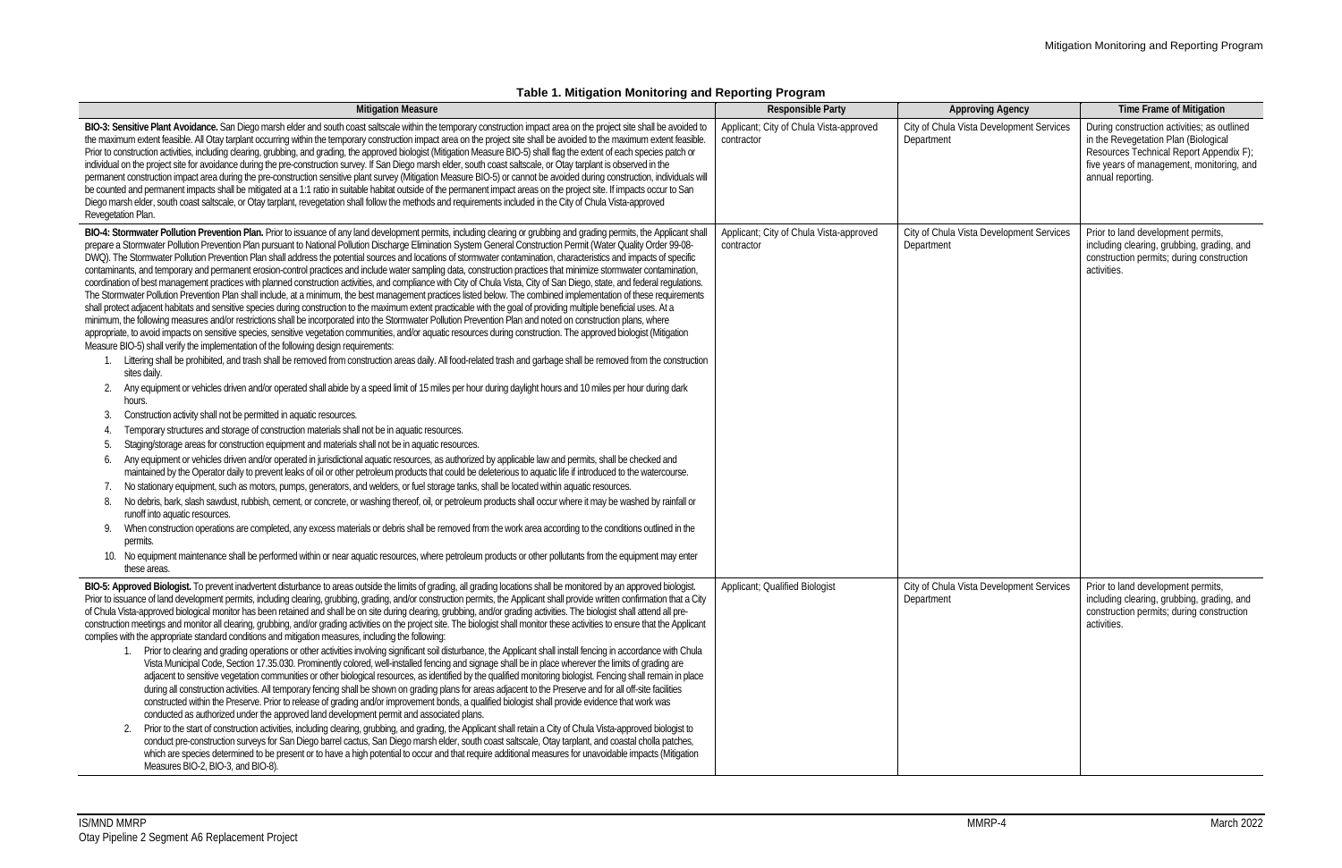**Table 1. Mitigation Monitoring and Reporting Program**

| Mitigation Measure | Responsible Party | Approving Agency | Time Frame of Mitigation |
|---|---|---|---|
| **BIO-3: Sensitive Plant Avoidance.** San Diego marsh elder and south coast saltscale within the temporary construction impact area on the project site shall be avoided to the maximum extent feasible. All Otay tarplant occurring within the temporary construction impact area on the project site shall be avoided to the maximum extent feasible. Prior to construction activities, including clearing, grubbing, and grading, the approved biologist (Mitigation Measure BIO-5) shall flag the extent of each species patch or individual on the project site for avoidance during the pre-construction survey. If San Diego marsh elder, south coast saltscale, or Otay tarplant is observed in the permanent construction impact area during the pre-construction sensitive plant survey (Mitigation Measure BIO-5) or cannot be avoided during construction, individuals will be counted and permanent impacts shall be mitigated at a 1:1 ratio in suitable habitat outside of the permanent impact areas on the project site. If impacts occur to San Diego marsh elder, south coast saltscale, or Otay tarplant, revegetation shall follow the methods and requirements included in the City of Chula Vista-approved Revegetation Plan. | Applicant; City of Chula Vista-approved contractor | City of Chula Vista Development Services Department | During construction activities; as outlined in the Revegetation Plan (Biological Resources Technical Report Appendix F); five years of management, monitoring, and annual reporting. |
| **BIO-4: Stormwater Pollution Prevention Plan.** Prior to issuance of any land development permits, including clearing or grubbing and grading permits, the Applicant shall prepare a Stormwater Pollution Prevention Plan pursuant to National Pollution Discharge Elimination System General Construction Permit (Water Quality Order 99-08-DWQ). The Stormwater Pollution Prevention Plan shall address the potential sources and locations of stormwater contamination, characteristics and impacts of specific contaminants, and temporary and permanent erosion-control practices and include water sampling data, construction practices that minimize stormwater contamination, coordination of best management practices with planned construction activities, and compliance with City of Chula Vista, City of San Diego, state, and federal regulations. The Stormwater Pollution Prevention Plan shall include, at a minimum, the best management practices listed below. The combined implementation of these requirements shall protect adjacent habitats and sensitive species during construction to the maximum extent practicable with the goal of providing multiple beneficial uses. At a minimum, the following measures and/or restrictions shall be incorporated into the Stormwater Pollution Prevention Plan and noted on construction plans, where appropriate, to avoid impacts on sensitive species, sensitive vegetation communities, and/or aquatic resources during construction. The approved biologist (Mitigation Measure BIO-5) shall verify the implementation of the following design requirements:<br>1. Littering shall be prohibited, and trash shall be removed from construction areas daily. All food-related trash and garbage shall be removed from the construction sites daily.<br>2. Any equipment or vehicles driven and/or operated shall abide by a speed limit of 15 miles per hour during daylight hours and 10 miles per hour during dark hours.<br>3. Construction activity shall not be permitted in aquatic resources.<br>4. Temporary structures and storage of construction materials shall not be in aquatic resources.<br>5. Staging/storage areas for construction equipment and materials shall not be in aquatic resources.<br>6. Any equipment or vehicles driven and/or operated in jurisdictional aquatic resources, as authorized by applicable law and permits, shall be checked and maintained by the Operator daily to prevent leaks of oil or other petroleum products that could be deleterious to aquatic life if introduced to the watercourse.<br>7. No stationary equipment, such as motors, pumps, generators, and welders, or fuel storage tanks, shall be located within aquatic resources.<br>8. No debris, bark, slash sawdust, rubbish, cement, or concrete, or washing thereof, oil, or petroleum products shall occur where it may be washed by rainfall or runoff into aquatic resources.<br>9. When construction operations are completed, any excess materials or debris shall be removed from the work area according to the conditions outlined in the permits.<br>10. No equipment maintenance shall be performed within or near aquatic resources, where petroleum products or other pollutants from the equipment may enter these areas. | Applicant; City of Chula Vista-approved contractor | City of Chula Vista Development Services Department | Prior to land development permits, including clearing, grubbing, grading, and construction permits; during construction activities. |
| **BIO-5: Approved Biologist.** To prevent inadvertent disturbance to areas outside the limits of grading, all grading locations shall be monitored by an approved biologist. Prior to issuance of land development permits, including clearing, grubbing, grading, and/or construction permits, the Applicant shall provide written confirmation that a City of Chula Vista-approved biological monitor has been retained and shall be on site during clearing, grubbing, and/or grading activities. The biologist shall attend all pre-construction meetings and monitor all clearing, grubbing, and/or grading activities on the project site. The biologist shall monitor these activities to ensure that the Applicant complies with the appropriate standard conditions and mitigation measures, including the following:<br>1. Prior to clearing and grading operations or other activities involving significant soil disturbance, the Applicant shall install fencing in accordance with Chula Vista Municipal Code, Section 17.35.030. Prominently colored, well-installed fencing and signage shall be in place wherever the limits of grading are adjacent to sensitive vegetation communities or other biological resources, as identified by the qualified monitoring biologist. Fencing shall remain in place during all construction activities. All temporary fencing shall be shown on grading plans for areas adjacent to the Preserve and for all off-site facilities constructed within the Preserve. Prior to release of grading and/or improvement bonds, a qualified biologist shall provide evidence that work was conducted as authorized under the approved land development permit and associated plans.<br>2. Prior to the start of construction activities, including clearing, grubbing, and grading, the Applicant shall retain a City of Chula Vista-approved biologist to conduct pre-construction surveys for San Diego barrel cactus, San Diego marsh elder, south coast saltscale, Otay tarplant, and coastal cholla patches, which are species determined to be present or to have a high potential to occur and that require additional measures for unavoidable impacts (Mitigation Measures BIO-2, BIO-3, and BIO-8). | Applicant; Qualified Biologist | City of Chula Vista Development Services Department | Prior to land development permits, including clearing, grubbing, grading, and construction permits; during construction activities. |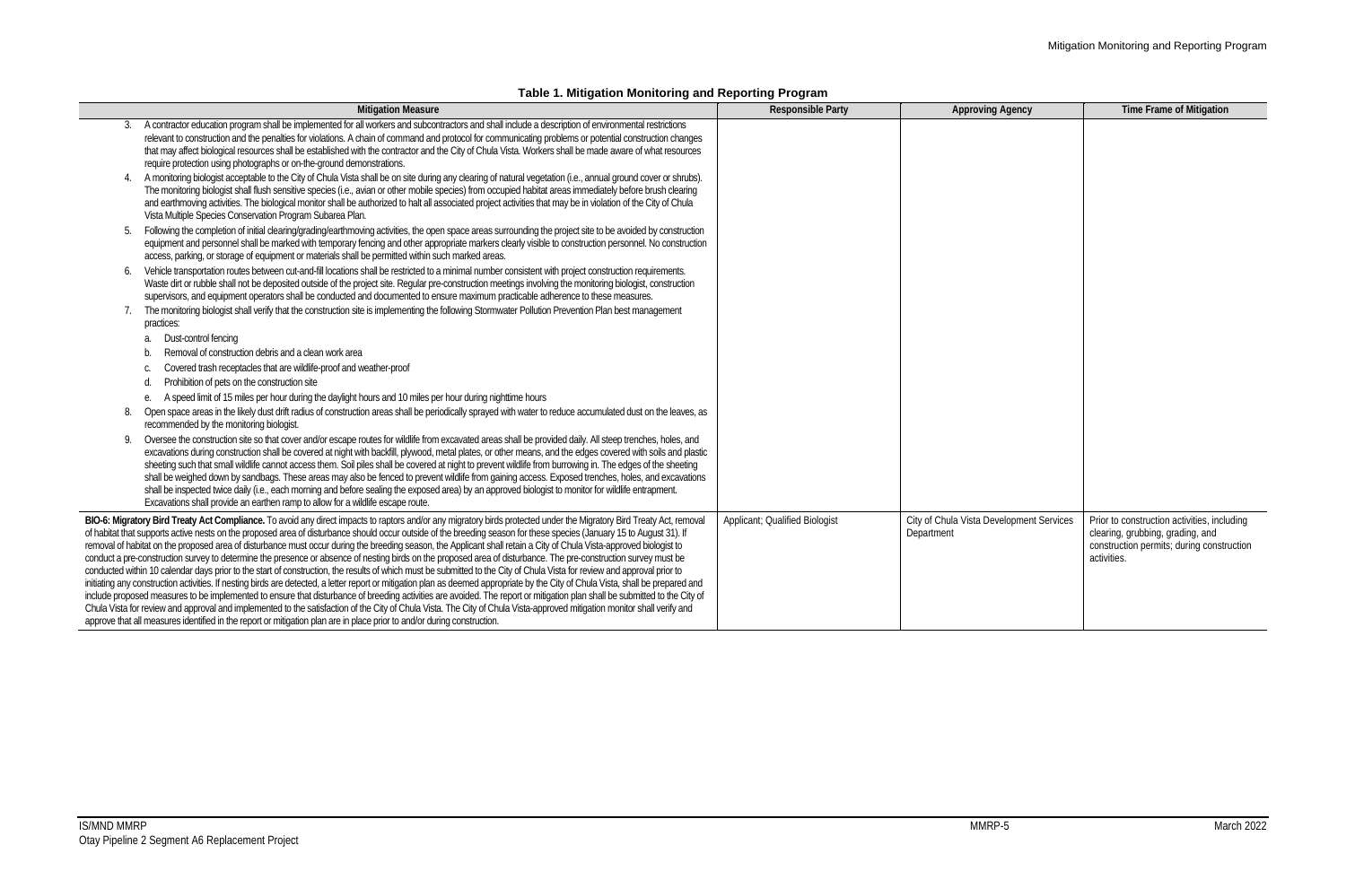**Table 1. Mitigation Monitoring and Reporting Program**

| Mitigation Measure | Responsible Party | Approving Agency | Time Frame of Mitigation |
|---|---|---|---|
| 3. A contractor education program shall be implemented for all workers and subcontractors and shall include a description of environmental restrictions relevant to construction and the penalties for violations. A chain of command and protocol for communicating problems or potential construction changes that may affect biological resources shall be established with the contractor and the City of Chula Vista. Workers shall be made aware of what resources require protection using photographs or on-the-ground demonstrations.<br>4. A monitoring biologist acceptable to the City of Chula Vista shall be on site during any clearing of natural vegetation (i.e., annual ground cover or shrubs). The monitoring biologist shall flush sensitive species (i.e., avian or other mobile species) from occupied habitat areas immediately before brush clearing and earthmoving activities. The biological monitor shall be authorized to halt all associated project activities that may be in violation of the City of Chula Vista Multiple Species Conservation Program Subarea Plan.<br>5. Following the completion of initial clearing/grading/earthmoving activities, the open space areas surrounding the project site to be avoided by construction equipment and personnel shall be marked with temporary fencing and other appropriate markers clearly visible to construction personnel. No construction access, parking, or storage of equipment or materials shall be permitted within such marked areas.<br>6. Vehicle transportation routes between cut-and-fill locations shall be restricted to a minimal number consistent with project construction requirements. Waste dirt or rubble shall not be deposited outside of the project site. Regular pre-construction meetings involving the monitoring biologist, construction supervisors, and equipment operators shall be conducted and documented to ensure maximum practicable adherence to these measures.<br>7. The monitoring biologist shall verify that the construction site is implementing the following Stormwater Pollution Prevention Plan best management practices:<br>a. Dust-control fencing<br>b. Removal of construction debris and a clean work area<br>c. Covered trash receptacles that are wildlife-proof and weather-proof<br>d. Prohibition of pets on the construction site<br>e. A speed limit of 15 miles per hour during the daylight hours and 10 miles per hour during nighttime hours<br>8. Open space areas in the likely dust drift radius of construction areas shall be periodically sprayed with water to reduce accumulated dust on the leaves, as recommended by the monitoring biologist.<br>9. Oversee the construction site so that cover and/or escape routes for wildlife from excavated areas shall be provided daily. All steep trenches, holes, and excavations during construction shall be covered at night with backfill, plywood, metal plates, or other means, and the edges covered with soils and plastic sheeting such that small wildlife cannot access them. Soil piles shall be covered at night to prevent wildlife from burrowing in. The edges of the sheeting shall be weighed down by sandbags. These areas may also be fenced to prevent wildlife from gaining access. Exposed trenches, holes, and excavations shall be inspected twice daily (i.e., each morning and before sealing the exposed area) by an approved biologist to monitor for wildlife entrapment. Excavations shall provide an earthen ramp to allow for a wildlife escape route. | | | |
| **BIO-6: Migratory Bird Treaty Act Compliance.** To avoid any direct impacts to raptors and/or any migratory birds protected under the Migratory Bird Treaty Act, removal of habitat that supports active nests on the proposed area of disturbance should occur outside of the breeding season for these species (January 15 to August 31). If removal of habitat on the proposed area of disturbance must occur during the breeding season, the Applicant shall retain a City of Chula Vista-approved biologist to conduct a pre-construction survey to determine the presence or absence of nesting birds on the proposed area of disturbance. The pre-construction survey must be conducted within 10 calendar days prior to the start of construction, the results of which must be submitted to the City of Chula Vista for review and approval prior to initiating any construction activities. If nesting birds are detected, a letter report or mitigation plan as deemed appropriate by the City of Chula Vista, shall be prepared and include proposed measures to be implemented to ensure that disturbance of breeding activities are avoided. The report or mitigation plan shall be submitted to the City of Chula Vista for review and approval and implemented to the satisfaction of the City of Chula Vista. The City of Chula Vista-approved mitigation monitor shall verify and approve that all measures identified in the report or mitigation plan are in place prior to and/or during construction. | Applicant; Qualified Biologist | City of Chula Vista Development Services Department | Prior to construction activities, including clearing, grubbing, grading, and construction permits; during construction activities. |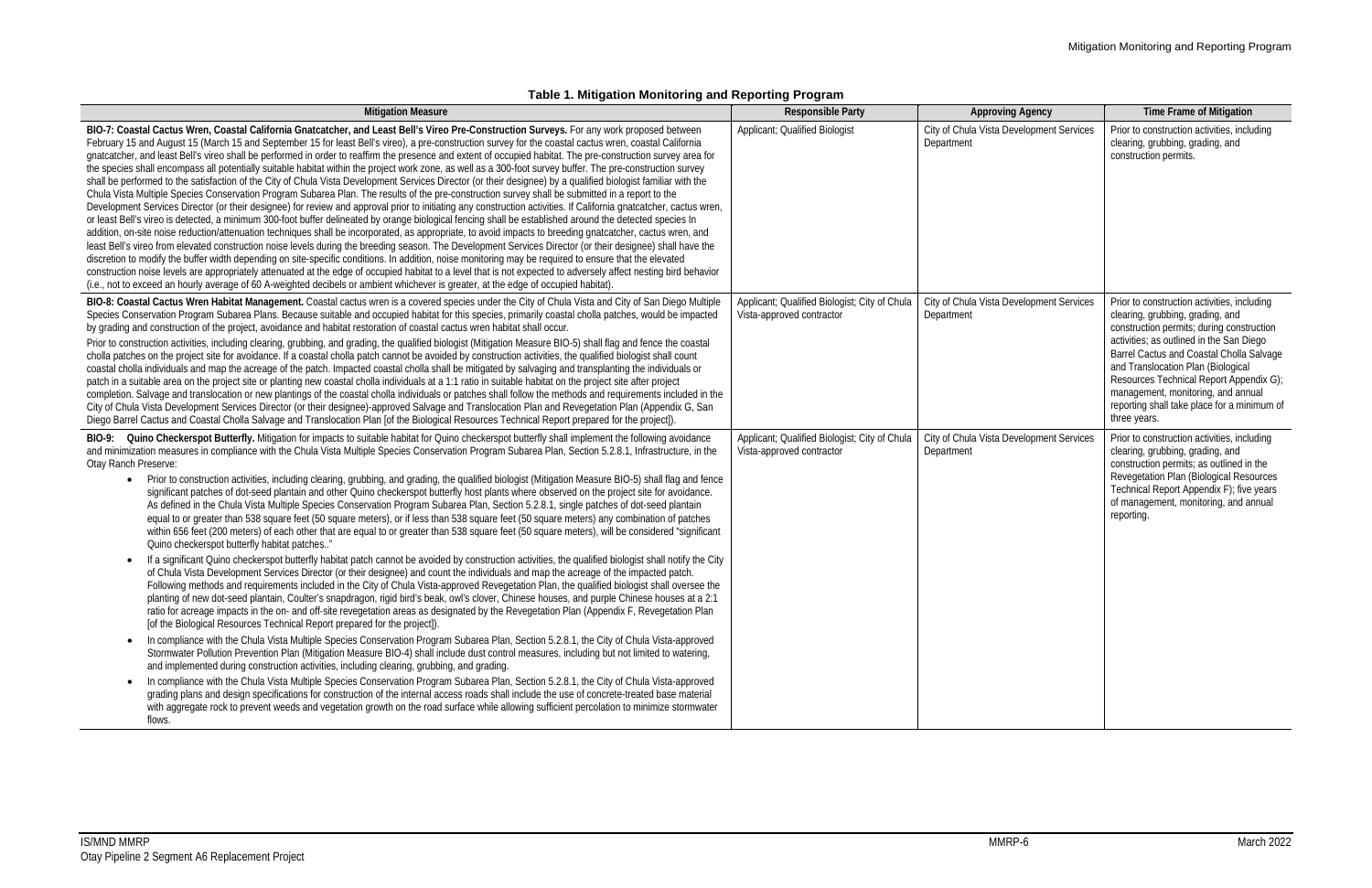**Table 1. Mitigation Monitoring and Reporting Program**

| Mitigation Measure | Responsible Party | Approving Agency | Time Frame of Mitigation |
|---|---|---|---|
| **BIO-7: Coastal Cactus Wren, Coastal California Gnatcatcher, and Least Bell's Vireo Pre-Construction Surveys.** For any work proposed between February 15 and August 15 (March 15 and September 15 for least Bell's vireo), a pre-construction survey for the coastal cactus wren, coastal California gnatcatcher, and least Bell's vireo shall be performed in order to reaffirm the presence and extent of occupied habitat. The pre-construction survey area for the species shall encompass all potentially suitable habitat within the project work zone, as well as a 300-foot survey buffer. The pre-construction survey shall be performed to the satisfaction of the City of Chula Vista Development Services Director (or their designee) by a qualified biologist familiar with the Chula Vista Multiple Species Conservation Program Subarea Plan. The results of the pre-construction survey shall be submitted in a report to the Development Services Director (or their designee) for review and approval prior to initiating any construction activities. If California gnatcatcher, cactus wren, or least Bell's vireo is detected, a minimum 300-foot buffer delineated by orange biological fencing shall be established around the detected species In addition, on-site noise reduction/attenuation techniques shall be incorporated, as appropriate, to avoid impacts to breeding gnatcatcher, cactus wren, and least Bell's vireo from elevated construction noise levels during the breeding season. The Development Services Director (or their designee) shall have the discretion to modify the buffer width depending on site-specific conditions. In addition, noise monitoring may be required to ensure that the elevated construction noise levels are appropriately attenuated at the edge of occupied habitat to a level that is not expected to adversely affect nesting bird behavior (i.e., not to exceed an hourly average of 60 A-weighted decibels or ambient whichever is greater, at the edge of occupied habitat). | Applicant; Qualified Biologist | City of Chula Vista Development Services Department | Prior to construction activities, including clearing, grubbing, grading, and construction permits. |
| **BIO-8: Coastal Cactus Wren Habitat Management.** Coastal cactus wren is a covered species under the City of Chula Vista and City of San Diego Multiple Species Conservation Program Subarea Plans. Because suitable and occupied habitat for this species, primarily coastal cholla patches, would be impacted by grading and construction of the project, avoidance and habitat restoration of coastal cactus wren habitat shall occur.<br><br>Prior to construction activities, including clearing, grubbing, and grading, the qualified biologist (Mitigation Measure BIO-5) shall flag and fence the coastal cholla patches on the project site for avoidance. If a coastal cholla patch cannot be avoided by construction activities, the qualified biologist shall count coastal cholla individuals and map the acreage of the patch. Impacted coastal cholla shall be mitigated by salvaging and transplanting the individuals or patch in a suitable area on the project site or planting new coastal cholla individuals at a 1:1 ratio in suitable habitat on the project site after project completion. Salvage and translocation or new plantings of the coastal cholla individuals or patches shall follow the methods and requirements included in the City of Chula Vista Development Services Director (or their designee)-approved Salvage and Translocation Plan and Revegetation Plan (Appendix G, San Diego Barrel Cactus and Coastal Cholla Salvage and Translocation Plan [of the Biological Resources Technical Report prepared for the project]). | Applicant; Qualified Biologist; City of Chula Vista-approved contractor | City of Chula Vista Development Services Department | Prior to construction activities, including clearing, grubbing, grading, and construction permits; during construction activities; as outlined in the San Diego Barrel Cactus and Coastal Cholla Salvage and Translocation Plan (Biological Resources Technical Report Appendix G); management, monitoring, and annual reporting shall take place for a minimum of three years. |
| **BIO-9: Quino Checkerspot Butterfly.** Mitigation for impacts to suitable habitat for Quino checkerspot butterfly shall implement the following avoidance and minimization measures in compliance with the Chula Vista Multiple Species Conservation Program Subarea Plan, Section 5.2.8.1, Infrastructure, in the Otay Ranch Preserve:<br>• Prior to construction activities, including clearing, grubbing, and grading, the qualified biologist (Mitigation Measure BIO-5) shall flag and fence significant patches of dot-seed plantain and other Quino checkerspot butterfly host plants where observed on the project site for avoidance. As defined in the Chula Vista Multiple Species Conservation Program Subarea Plan, Section 5.2.8.1, single patches of dot-seed plantain equal to or greater than 538 square feet (50 square meters), or if less than 538 square feet (50 square meters) any combination of patches within 656 feet (200 meters) of each other that are equal to or greater than 538 square feet (50 square meters), will be considered "significant Quino checkerspot butterfly habitat patches.."<br>• If a significant Quino checkerspot butterfly habitat patch cannot be avoided by construction activities, the qualified biologist shall notify the City of Chula Vista Development Services Director (or their designee) and count the individuals and map the acreage of the impacted patch. Following methods and requirements included in the City of Chula Vista-approved Revegetation Plan, the qualified biologist shall oversee the planting of new dot-seed plantain, Coulter's snapdragon, rigid bird's beak, owl's clover, Chinese houses, and purple Chinese houses at a 2:1 ratio for acreage impacts in the on- and off-site revegetation areas as designated by the Revegetation Plan (Appendix F, Revegetation Plan [of the Biological Resources Technical Report prepared for the project]).<br>• In compliance with the Chula Vista Multiple Species Conservation Program Subarea Plan, Section 5.2.8.1, the City of Chula Vista-approved Stormwater Pollution Prevention Plan (Mitigation Measure BIO-4) shall include dust control measures, including but not limited to watering, and implemented during construction activities, including clearing, grubbing, and grading.<br>• In compliance with the Chula Vista Multiple Species Conservation Program Subarea Plan, Section 5.2.8.1, the City of Chula Vista-approved grading plans and design specifications for construction of the internal access roads shall include the use of concrete-treated base material with aggregate rock to prevent weeds and vegetation growth on the road surface while allowing sufficient percolation to minimize stormwater flows. | Applicant; Qualified Biologist; City of Chula Vista-approved contractor | City of Chula Vista Development Services Department | Prior to construction activities, including clearing, grubbing, grading, and construction permits; as outlined in the Revegetation Plan (Biological Resources Technical Report Appendix F); five years of management, monitoring, and annual reporting. |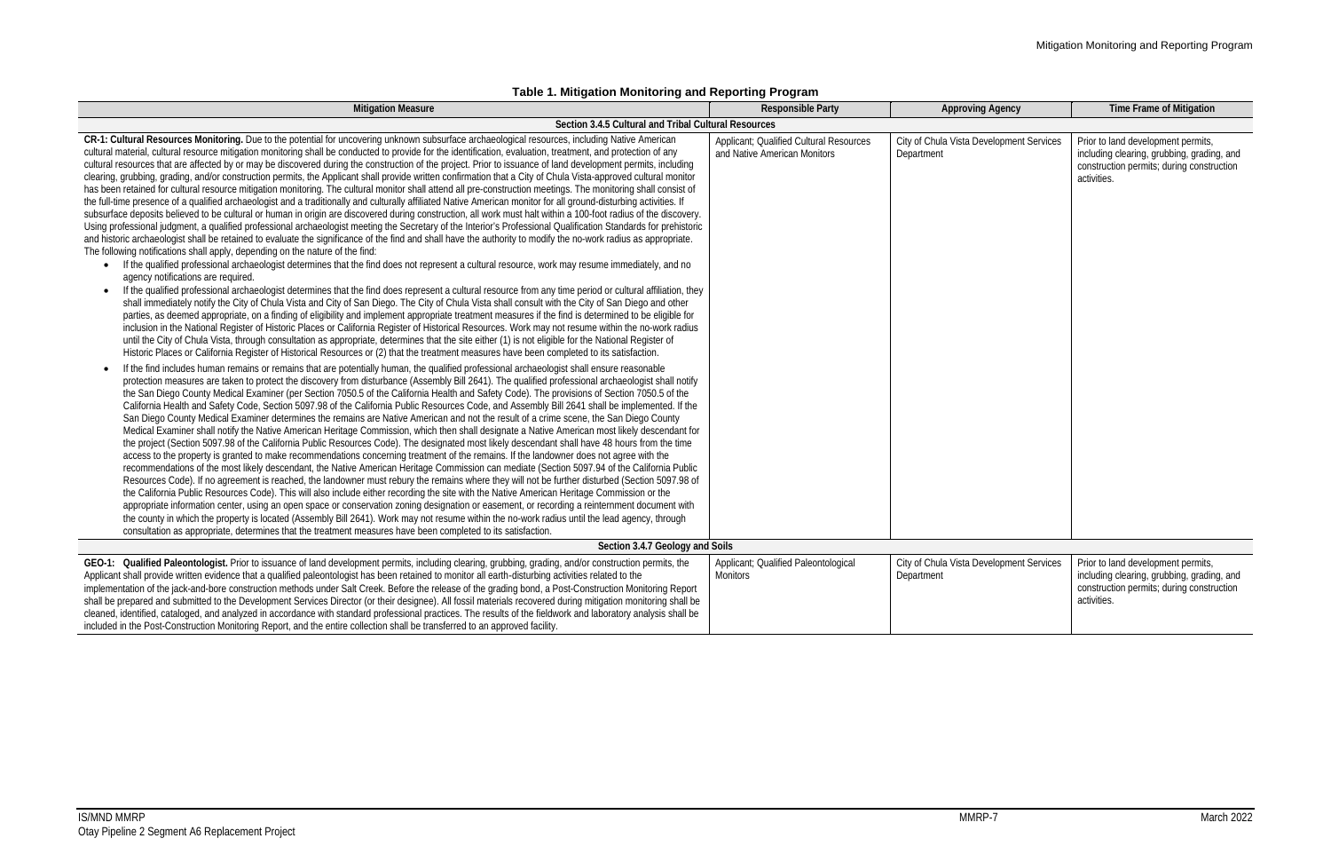**Table 1. Mitigation Monitoring and Reporting Program**

| Mitigation Measure | Responsible Party | Approving Agency | Time Frame of Mitigation |
|---|---|---|---|
| **Section 3.4.5 Cultural and Tribal Cultural Resources** | | | |
| **CR-1: Cultural Resources Monitoring.** Due to the potential for uncovering unknown subsurface archaeological resources, including Native American cultural material, cultural resource mitigation monitoring shall be conducted to provide for the identification, evaluation, treatment, and protection of any cultural resources that are affected by or may be discovered during the construction of the project. Prior to issuance of land development permits, including clearing, grubbing, grading, and/or construction permits, the Applicant shall provide written confirmation that a City of Chula Vista-approved cultural monitor has been retained for cultural resource mitigation monitoring. The cultural monitor shall attend all pre-construction meetings. The monitoring shall consist of the full-time presence of a qualified archaeologist and a traditionally and culturally affiliated Native American monitor for all ground-disturbing activities. If subsurface deposits believed to be cultural or human in origin are discovered during construction, all work must halt within a 100-foot radius of the discovery. Using professional judgment, a qualified professional archaeologist meeting the Secretary of the Interior's Professional Qualification Standards for prehistoric and historic archaeologist shall be retained to evaluate the significance of the find and shall have the authority to modify the no-work radius as appropriate. The following notifications shall apply, depending on the nature of the find:<br>• If the qualified professional archaeologist determines that the find does not represent a cultural resource, work may resume immediately, and no agency notifications are required.<br>• If the qualified professional archaeologist determines that the find does represent a cultural resource from any time period or cultural affiliation, they shall immediately notify the City of Chula Vista and City of San Diego. The City of Chula Vista shall consult with the City of San Diego and other parties, as deemed appropriate, on a finding of eligibility and implement appropriate treatment measures if the find is determined to be eligible for inclusion in the National Register of Historic Places or California Register of Historical Resources. Work may not resume within the no-work radius until the City of Chula Vista, through consultation as appropriate, determines that the site either (1) is not eligible for the National Register of Historic Places or California Register of Historical Resources or (2) that the treatment measures have been completed to its satisfaction.<br>• If the find includes human remains or remains that are potentially human, the qualified professional archaeologist shall ensure reasonable protection measures are taken to protect the discovery from disturbance (Assembly Bill 2641). The qualified professional archaeologist shall notify the San Diego County Medical Examiner (per Section 7050.5 of the California Health and Safety Code). The provisions of Section 7050.5 of the California Health and Safety Code, Section 5097.98 of the California Public Resources Code, and Assembly Bill 2641 shall be implemented. If the San Diego County Medical Examiner determines the remains are Native American and not the result of a crime scene, the San Diego County Medical Examiner shall notify the Native American Heritage Commission, which then shall designate a Native American most likely descendant for the project (Section 5097.98 of the California Public Resources Code). The designated most likely descendant shall have 48 hours from the time access to the property is granted to make recommendations concerning treatment of the remains. If the landowner does not agree with the recommendations of the most likely descendant, the Native American Heritage Commission can mediate (Section 5097.94 of the California Public Resources Code). If no agreement is reached, the landowner must rebury the remains where they will not be further disturbed (Section 5097.98 of the California Public Resources Code). This will also include either recording the site with the Native American Heritage Commission or the appropriate information center, using an open space or conservation zoning designation or easement, or recording a reinternment document with the county in which the property is located (Assembly Bill 2641). Work may not resume within the no-work radius until the lead agency, through consultation as appropriate, determines that the treatment measures have been completed to its satisfaction. | Applicant; Qualified Cultural Resources and Native American Monitors | City of Chula Vista Development Services Department | Prior to land development permits, including clearing, grubbing, grading, and construction permits; during construction activities. |
| **Section 3.4.7 Geology and Soils** | | | |
| **GEO-1: Qualified Paleontologist.** Prior to issuance of land development permits, including clearing, grubbing, grading, and/or construction permits, the Applicant shall provide written evidence that a qualified paleontologist has been retained to monitor all earth-disturbing activities related to the implementation of the jack-and-bore construction methods under Salt Creek. Before the release of the grading bond, a Post-Construction Monitoring Report shall be prepared and submitted to the Development Services Director (or their designee). All fossil materials recovered during mitigation monitoring shall be cleaned, identified, cataloged, and analyzed in accordance with standard professional practices. The results of the fieldwork and laboratory analysis shall be included in the Post-Construction Monitoring Report, and the entire collection shall be transferred to an approved facility. | Applicant; Qualified Paleontological Monitors | City of Chula Vista Development Services Department | Prior to land development permits, including clearing, grubbing, grading, and construction permits; during construction activities. |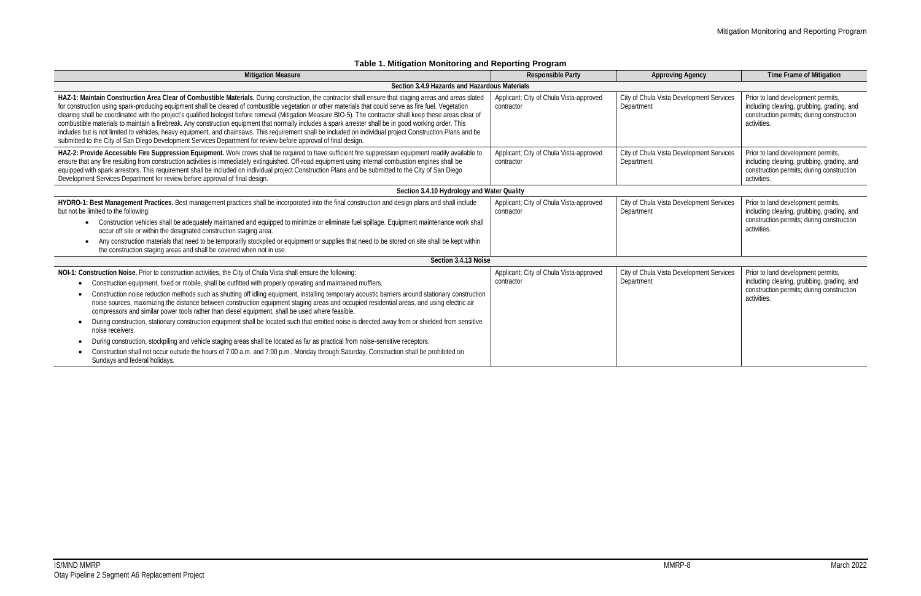**Table 1. Mitigation Monitoring and Reporting Program**

| Mitigation Measure | Responsible Party | Approving Agency | Time Frame of Mitigation |
|---|---|---|---|
| **Section 3.4.9 Hazards and Hazardous Materials** | | | |
| **HAZ-1: Maintain Construction Area Clear of Combustible Materials.** During construction, the contractor shall ensure that staging areas and areas slated for construction using spark-producing equipment shall be cleared of combustible vegetation or other materials that could serve as fire fuel. Vegetation clearing shall be coordinated with the project's qualified biologist before removal (Mitigation Measure BIO-5). The contractor shall keep these areas clear of combustible materials to maintain a firebreak. Any construction equipment that normally includes a spark arrester shall be in good working order. This includes but is not limited to vehicles, heavy equipment, and chainsaws. This requirement shall be included on individual project Construction Plans and be submitted to the City of San Diego Development Services Department for review before approval of final design. | Applicant; City of Chula Vista-approved contractor | City of Chula Vista Development Services Department | Prior to land development permits, including clearing, grubbing, grading, and construction permits; during construction activities. |
| **HAZ-2: Provide Accessible Fire Suppression Equipment.** Work crews shall be required to have sufficient fire suppression equipment readily available to ensure that any fire resulting from construction activities is immediately extinguished. Off-road equipment using internal combustion engines shall be equipped with spark arrestors. This requirement shall be included on individual project Construction Plans and be submitted to the City of San Diego Development Services Department for review before approval of final design. | Applicant; City of Chula Vista-approved contractor | City of Chula Vista Development Services Department | Prior to land development permits, including clearing, grubbing, grading, and construction permits; during construction activities. |
| **Section 3.4.10 Hydrology and Water Quality** | | | |
| **HYDRO-1: Best Management Practices.** Best management practices shall be incorporated into the final construction and design plans and shall include but not be limited to the following: <br>• Construction vehicles shall be adequately maintained and equipped to minimize or eliminate fuel spillage. Equipment maintenance work shall occur off site or within the designated construction staging area. <br>• Any construction materials that need to be temporarily stockpiled or equipment or supplies that need to be stored on site shall be kept within the construction staging areas and shall be covered when not in use. | Applicant; City of Chula Vista-approved contractor | City of Chula Vista Development Services Department | Prior to land development permits, including clearing, grubbing, grading, and construction permits; during construction activities. |
| **Section 3.4.13 Noise** | | | |
| **NOI-1: Construction Noise.** Prior to construction activities, the City of Chula Vista shall ensure the following: <br>• Construction equipment, fixed or mobile, shall be outfitted with properly operating and maintained mufflers. <br>• Construction noise reduction methods such as shutting off idling equipment, installing temporary acoustic barriers around stationary construction noise sources, maximizing the distance between construction equipment staging areas and occupied residential areas, and using electric air compressors and similar power tools rather than diesel equipment, shall be used where feasible. <br>• During construction, stationary construction equipment shall be located such that emitted noise is directed away from or shielded from sensitive noise receivers. <br>• During construction, stockpiling and vehicle staging areas shall be located as far as practical from noise-sensitive receptors. <br>• Construction shall not occur outside the hours of 7:00 a.m. and 7:00 p.m., Monday through Saturday. Construction shall be prohibited on Sundays and federal holidays. | Applicant; City of Chula Vista-approved contractor | City of Chula Vista Development Services Department | Prior to land development permits, including clearing, grubbing, grading, and construction permits; during construction activities. |